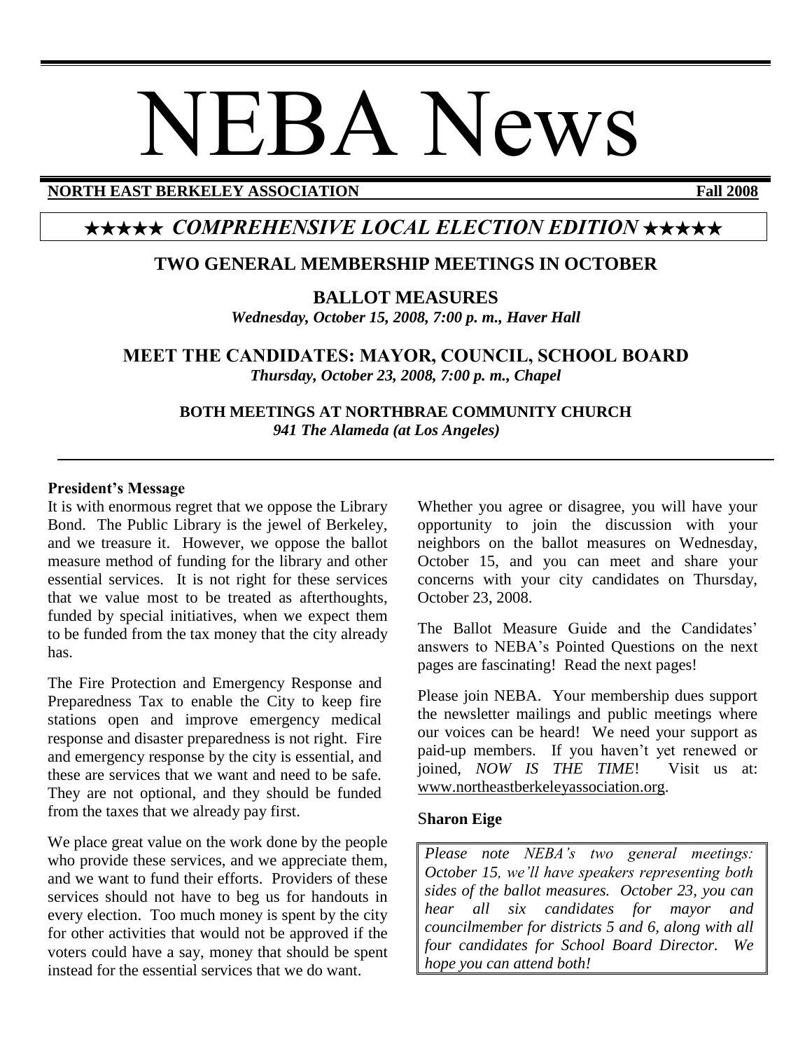# NEBA News

**NORTH EAST BERKELEY ASSOCIATION** **Fall 2008**

## ★★★★★ *COMPREHENSIVE LOCAL ELECTION EDITION* ★★★★★

### TWO GENERAL MEMBERSHIP MEETINGS IN OCTOBER

### BALLOT MEASURES

***Wednesday, October 15, 2008, 7:00 p. m., Haver Hall***

### MEET THE CANDIDATES: MAYOR, COUNCIL, SCHOOL BOARD

***Thursday, October 23, 2008, 7:00 p. m., Chapel***

**BOTH MEETINGS AT NORTHBRAE COMMUNITY CHURCH**

***941 The Alameda (at Los Angeles)***

---

**President's Message**

It is with enormous regret that we oppose the Library Bond. The Public Library is the jewel of Berkeley, and we treasure it. However, we oppose the ballot measure method of funding for the library and other essential services. It is not right for these services that we value most to be treated as afterthoughts, funded by special initiatives, when we expect them to be funded from the tax money that the city already has.

The Fire Protection and Emergency Response and Preparedness Tax to enable the City to keep fire stations open and improve emergency medical response and disaster preparedness is not right. Fire and emergency response by the city is essential, and these are services that we want and need to be safe. They are not optional, and they should be funded from the taxes that we already pay first.

We place great value on the work done by the people who provide these services, and we appreciate them, and we want to fund their efforts. Providers of these services should not have to beg us for handouts in every election. Too much money is spent by the city for other activities that would not be approved if the voters could have a say, money that should be spent instead for the essential services that we do want.

Whether you agree or disagree, you will have your opportunity to join the discussion with your neighbors on the ballot measures on Wednesday, October 15, and you can meet and share your concerns with your city candidates on Thursday, October 23, 2008.

The Ballot Measure Guide and the Candidates' answers to NEBA's Pointed Questions on the next pages are fascinating! Read the next pages!

Please join NEBA. Your membership dues support the newsletter mailings and public meetings where our voices can be heard! We need your support as paid-up members. If you haven't yet renewed or joined, *NOW IS THE TIME*! Visit us at: www.northeastberkeleyassociation.org.

**Sharon Eige**

*Please note NEBA's two general meetings: October 15, we'll have speakers representing both sides of the ballot measures. October 23, you can hear all six candidates for mayor and councilmember for districts 5 and 6, along with all four candidates for School Board Director. We hope you can attend both!*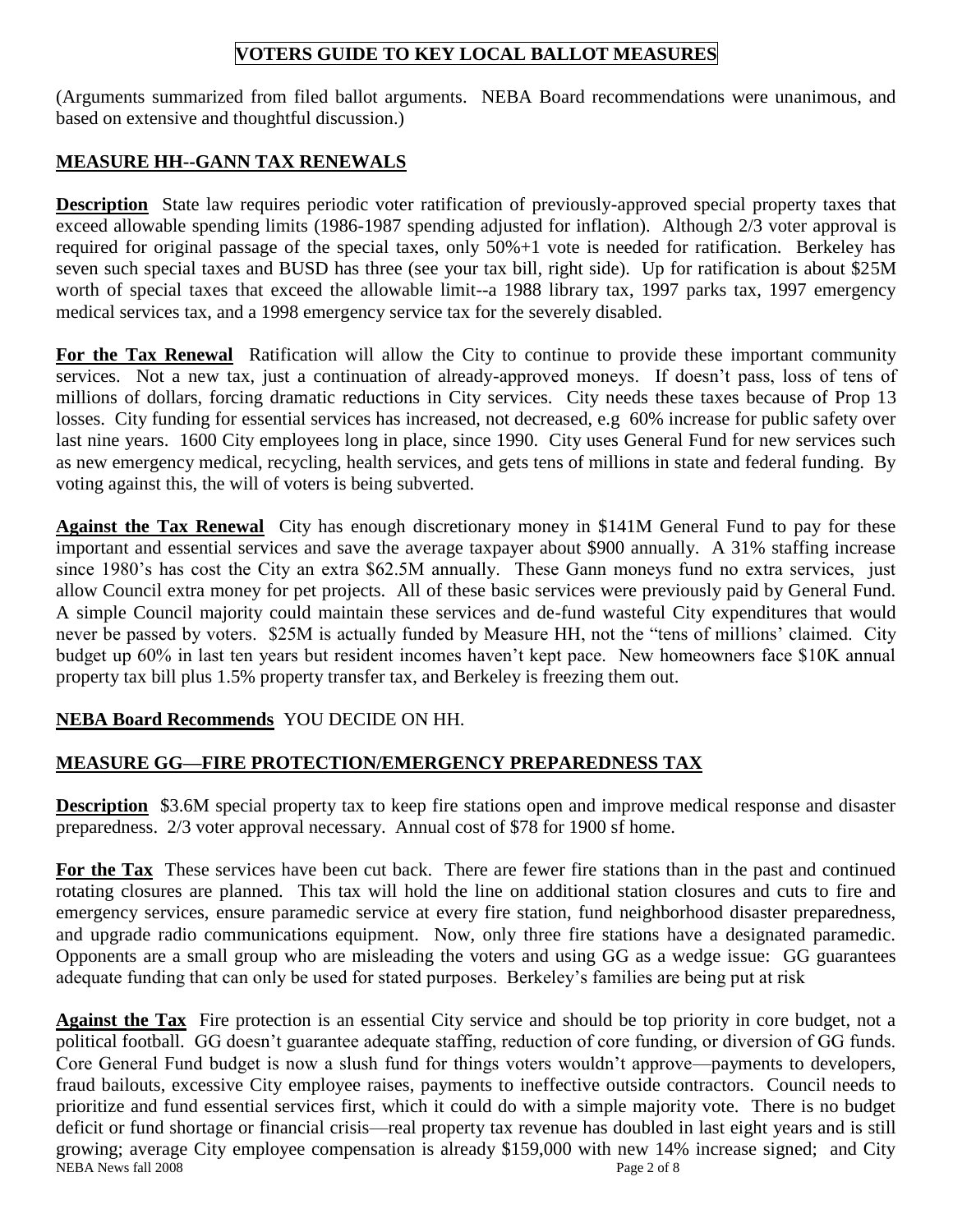# VOTERS GUIDE TO KEY LOCAL BALLOT MEASURES

(Arguments summarized from filed ballot arguments. NEBA Board recommendations were unanimous, and based on extensive and thoughtful discussion.)

## MEASURE HH--GANN TAX RENEWALS

**Description** State law requires periodic voter ratification of previously-approved special property taxes that exceed allowable spending limits (1986-1987 spending adjusted for inflation). Although 2/3 voter approval is required for original passage of the special taxes, only 50%+1 vote is needed for ratification. Berkeley has seven such special taxes and BUSD has three (see your tax bill, right side). Up for ratification is about $25M worth of special taxes that exceed the allowable limit--a 1988 library tax, 1997 parks tax, 1997 emergency medical services tax, and a 1998 emergency service tax for the severely disabled.

**For the Tax Renewal** Ratification will allow the City to continue to provide these important community services. Not a new tax, just a continuation of already-approved moneys. If doesn't pass, loss of tens of millions of dollars, forcing dramatic reductions in City services. City needs these taxes because of Prop 13 losses. City funding for essential services has increased, not decreased, e.g 60% increase for public safety over last nine years. 1600 City employees long in place, since 1990. City uses General Fund for new services such as new emergency medical, recycling, health services, and gets tens of millions in state and federal funding. By voting against this, the will of voters is being subverted.

**Against the Tax Renewal** City has enough discretionary money in $141M General Fund to pay for these important and essential services and save the average taxpayer about $900 annually. A 31% staffing increase since 1980's has cost the City an extra $62.5M annually. These Gann moneys fund no extra services, just allow Council extra money for pet projects. All of these basic services were previously paid by General Fund. A simple Council majority could maintain these services and de-fund wasteful City expenditures that would never be passed by voters. $25M is actually funded by Measure HH, not the "tens of millions' claimed. City budget up 60% in last ten years but resident incomes haven't kept pace. New homeowners face $10K annual property tax bill plus 1.5% property transfer tax, and Berkeley is freezing them out.

**NEBA Board Recommends** YOU DECIDE ON HH.

## MEASURE GG—FIRE PROTECTION/EMERGENCY PREPAREDNESS TAX

**Description** $3.6M special property tax to keep fire stations open and improve medical response and disaster preparedness. 2/3 voter approval necessary. Annual cost of $78 for 1900 sf home.

**For the Tax** These services have been cut back. There are fewer fire stations than in the past and continued rotating closures are planned. This tax will hold the line on additional station closures and cuts to fire and emergency services, ensure paramedic service at every fire station, fund neighborhood disaster preparedness, and upgrade radio communications equipment. Now, only three fire stations have a designated paramedic. Opponents are a small group who are misleading the voters and using GG as a wedge issue: GG guarantees adequate funding that can only be used for stated purposes. Berkeley's families are being put at risk

**Against the Tax** Fire protection is an essential City service and should be top priority in core budget, not a political football. GG doesn't guarantee adequate staffing, reduction of core funding, or diversion of GG funds. Core General Fund budget is now a slush fund for things voters wouldn't approve—payments to developers, fraud bailouts, excessive City employee raises, payments to ineffective outside contractors. Council needs to prioritize and fund essential services first, which it could do with a simple majority vote. There is no budget deficit or fund shortage or financial crisis—real property tax revenue has doubled in last eight years and is still growing; average City employee compensation is already $159,000 with new 14% increase signed; and City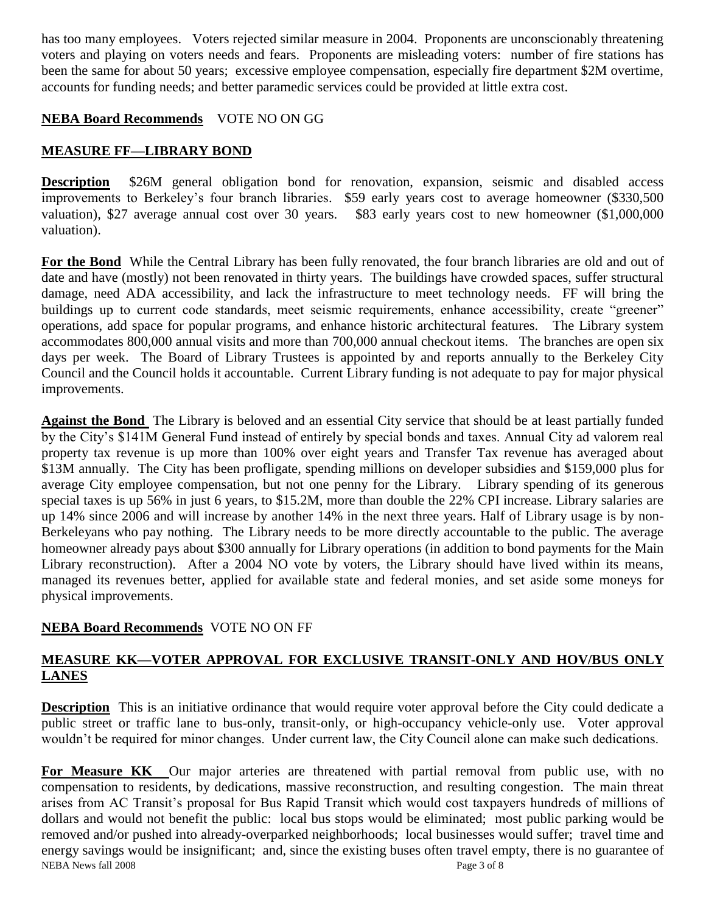has too many employees. Voters rejected similar measure in 2004. Proponents are unconscionably threatening voters and playing on voters needs and fears. Proponents are misleading voters: number of fire stations has been the same for about 50 years; excessive employee compensation, especially fire department $2M overtime, accounts for funding needs; and better paramedic services could be provided at little extra cost.

**NEBA Board Recommends** VOTE NO ON GG

## MEASURE FF—LIBRARY BOND

**Description** $26M general obligation bond for renovation, expansion, seismic and disabled access improvements to Berkeley's four branch libraries. $59 early years cost to average homeowner ($330,500 valuation), $27 average annual cost over 30 years. $83 early years cost to new homeowner ($1,000,000 valuation).

**For the Bond** While the Central Library has been fully renovated, the four branch libraries are old and out of date and have (mostly) not been renovated in thirty years. The buildings have crowded spaces, suffer structural damage, need ADA accessibility, and lack the infrastructure to meet technology needs. FF will bring the buildings up to current code standards, meet seismic requirements, enhance accessibility, create "greener" operations, add space for popular programs, and enhance historic architectural features. The Library system accommodates 800,000 annual visits and more than 700,000 annual checkout items. The branches are open six days per week. The Board of Library Trustees is appointed by and reports annually to the Berkeley City Council and the Council holds it accountable. Current Library funding is not adequate to pay for major physical improvements.

**Against the Bond** The Library is beloved and an essential City service that should be at least partially funded by the City's $141M General Fund instead of entirely by special bonds and taxes. Annual City ad valorem real property tax revenue is up more than 100% over eight years and Transfer Tax revenue has averaged about $13M annually. The City has been profligate, spending millions on developer subsidies and $159,000 plus for average City employee compensation, but not one penny for the Library. Library spending of its generous special taxes is up 56% in just 6 years, to $15.2M, more than double the 22% CPI increase. Library salaries are up 14% since 2006 and will increase by another 14% in the next three years. Half of Library usage is by non-Berkeleyans who pay nothing. The Library needs to be more directly accountable to the public. The average homeowner already pays about $300 annually for Library operations (in addition to bond payments for the Main Library reconstruction). After a 2004 NO vote by voters, the Library should have lived within its means, managed its revenues better, applied for available state and federal monies, and set aside some moneys for physical improvements.

**NEBA Board Recommends** VOTE NO ON FF

## MEASURE KK—VOTER APPROVAL FOR EXCLUSIVE TRANSIT-ONLY AND HOV/BUS ONLY LANES

**Description** This is an initiative ordinance that would require voter approval before the City could dedicate a public street or traffic lane to bus-only, transit-only, or high-occupancy vehicle-only use. Voter approval wouldn't be required for minor changes. Under current law, the City Council alone can make such dedications.

**For Measure KK** Our major arteries are threatened with partial removal from public use, with no compensation to residents, by dedications, massive reconstruction, and resulting congestion. The main threat arises from AC Transit's proposal for Bus Rapid Transit which would cost taxpayers hundreds of millions of dollars and would not benefit the public: local bus stops would be eliminated; most public parking would be removed and/or pushed into already-overparked neighborhoods; local businesses would suffer; travel time and energy savings would be insignificant; and, since the existing buses often travel empty, there is no guarantee of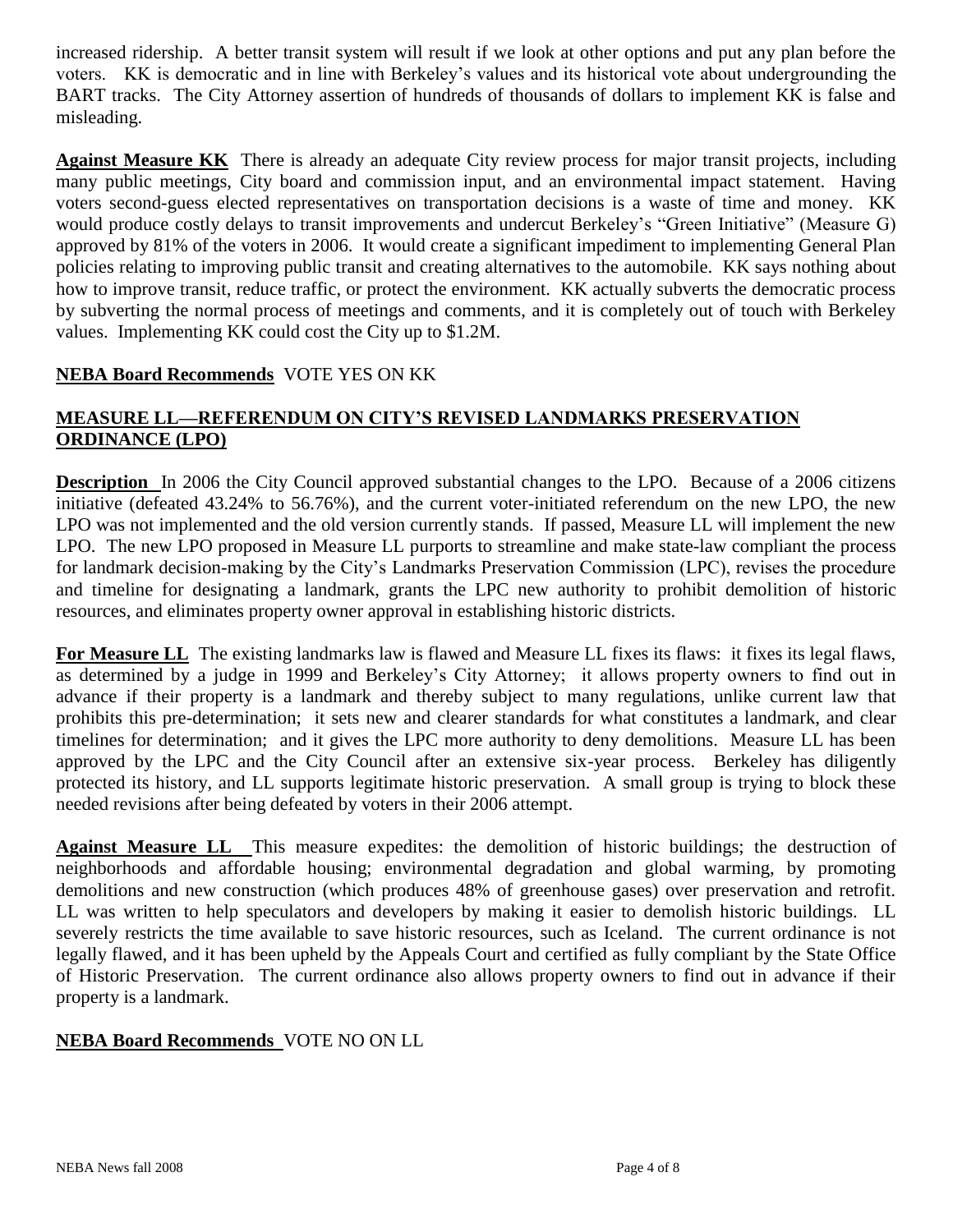increased ridership. A better transit system will result if we look at other options and put any plan before the voters. KK is democratic and in line with Berkeley's values and its historical vote about undergrounding the BART tracks. The City Attorney assertion of hundreds of thousands of dollars to implement KK is false and misleading.

**Against Measure KK** There is already an adequate City review process for major transit projects, including many public meetings, City board and commission input, and an environmental impact statement. Having voters second-guess elected representatives on transportation decisions is a waste of time and money. KK would produce costly delays to transit improvements and undercut Berkeley's "Green Initiative" (Measure G) approved by 81% of the voters in 2006. It would create a significant impediment to implementing General Plan policies relating to improving public transit and creating alternatives to the automobile. KK says nothing about how to improve transit, reduce traffic, or protect the environment. KK actually subverts the democratic process by subverting the normal process of meetings and comments, and it is completely out of touch with Berkeley values. Implementing KK could cost the City up to $1.2M.

**NEBA Board Recommends** VOTE YES ON KK

## MEASURE LL—REFERENDUM ON CITY'S REVISED LANDMARKS PRESERVATION ORDINANCE (LPO)

**Description** In 2006 the City Council approved substantial changes to the LPO. Because of a 2006 citizens initiative (defeated 43.24% to 56.76%), and the current voter-initiated referendum on the new LPO, the new LPO was not implemented and the old version currently stands. If passed, Measure LL will implement the new LPO. The new LPO proposed in Measure LL purports to streamline and make state-law compliant the process for landmark decision-making by the City's Landmarks Preservation Commission (LPC), revises the procedure and timeline for designating a landmark, grants the LPC new authority to prohibit demolition of historic resources, and eliminates property owner approval in establishing historic districts.

**For Measure LL** The existing landmarks law is flawed and Measure LL fixes its flaws: it fixes its legal flaws, as determined by a judge in 1999 and Berkeley's City Attorney; it allows property owners to find out in advance if their property is a landmark and thereby subject to many regulations, unlike current law that prohibits this pre-determination; it sets new and clearer standards for what constitutes a landmark, and clear timelines for determination; and it gives the LPC more authority to deny demolitions. Measure LL has been approved by the LPC and the City Council after an extensive six-year process. Berkeley has diligently protected its history, and LL supports legitimate historic preservation. A small group is trying to block these needed revisions after being defeated by voters in their 2006 attempt.

**Against Measure LL** This measure expedites: the demolition of historic buildings; the destruction of neighborhoods and affordable housing; environmental degradation and global warming, by promoting demolitions and new construction (which produces 48% of greenhouse gases) over preservation and retrofit. LL was written to help speculators and developers by making it easier to demolish historic buildings. LL severely restricts the time available to save historic resources, such as Iceland. The current ordinance is not legally flawed, and it has been upheld by the Appeals Court and certified as fully compliant by the State Office of Historic Preservation. The current ordinance also allows property owners to find out in advance if their property is a landmark.

**NEBA Board Recommends** VOTE NO ON LL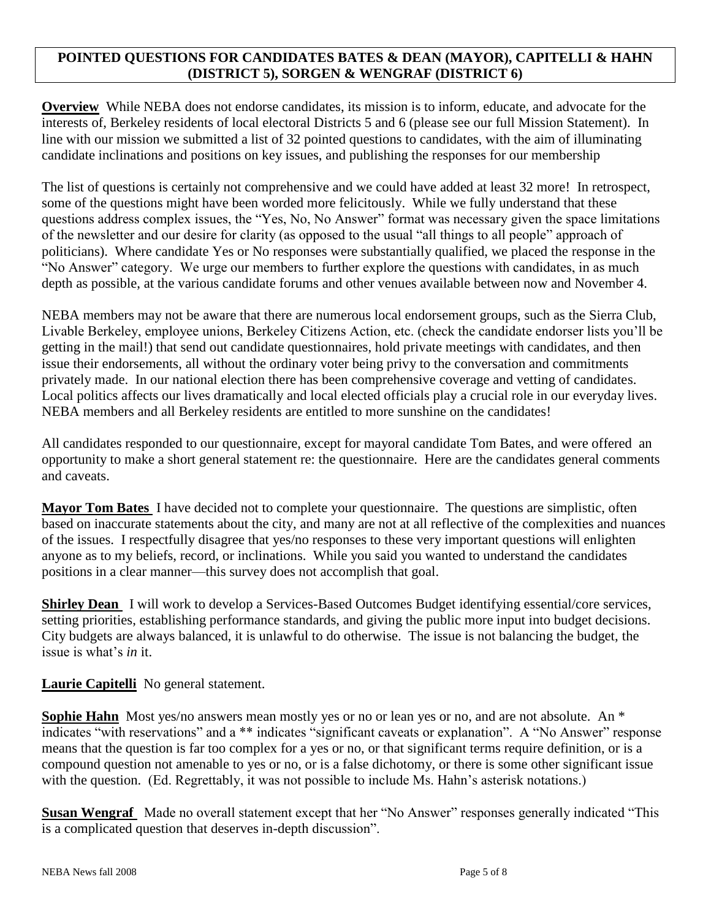## POINTED QUESTIONS FOR CANDIDATES BATES & DEAN (MAYOR), CAPITELLI & HAHN (DISTRICT 5), SORGEN & WENGRAF (DISTRICT 6)

**Overview** While NEBA does not endorse candidates, its mission is to inform, educate, and advocate for the interests of, Berkeley residents of local electoral Districts 5 and 6 (please see our full Mission Statement). In line with our mission we submitted a list of 32 pointed questions to candidates, with the aim of illuminating candidate inclinations and positions on key issues, and publishing the responses for our membership

The list of questions is certainly not comprehensive and we could have added at least 32 more! In retrospect, some of the questions might have been worded more felicitously. While we fully understand that these questions address complex issues, the "Yes, No, No Answer" format was necessary given the space limitations of the newsletter and our desire for clarity (as opposed to the usual "all things to all people" approach of politicians). Where candidate Yes or No responses were substantially qualified, we placed the response in the "No Answer" category. We urge our members to further explore the questions with candidates, in as much depth as possible, at the various candidate forums and other venues available between now and November 4.

NEBA members may not be aware that there are numerous local endorsement groups, such as the Sierra Club, Livable Berkeley, employee unions, Berkeley Citizens Action, etc. (check the candidate endorser lists you'll be getting in the mail!) that send out candidate questionnaires, hold private meetings with candidates, and then issue their endorsements, all without the ordinary voter being privy to the conversation and commitments privately made. In our national election there has been comprehensive coverage and vetting of candidates. Local politics affects our lives dramatically and local elected officials play a crucial role in our everyday lives. NEBA members and all Berkeley residents are entitled to more sunshine on the candidates!

All candidates responded to our questionnaire, except for mayoral candidate Tom Bates, and were offered an opportunity to make a short general statement re: the questionnaire. Here are the candidates general comments and caveats.

**Mayor Tom Bates** I have decided not to complete your questionnaire. The questions are simplistic, often based on inaccurate statements about the city, and many are not at all reflective of the complexities and nuances of the issues. I respectfully disagree that yes/no responses to these very important questions will enlighten anyone as to my beliefs, record, or inclinations. While you said you wanted to understand the candidates positions in a clear manner—this survey does not accomplish that goal.

**Shirley Dean** I will work to develop a Services-Based Outcomes Budget identifying essential/core services, setting priorities, establishing performance standards, and giving the public more input into budget decisions. City budgets are always balanced, it is unlawful to do otherwise. The issue is not balancing the budget, the issue is what's *in* it.

**Laurie Capitelli** No general statement.

**Sophie Hahn** Most yes/no answers mean mostly yes or no or lean yes or no, and are not absolute. An * indicates "with reservations" and a ** indicates "significant caveats or explanation". A "No Answer" response means that the question is far too complex for a yes or no, or that significant terms require definition, or is a compound question not amenable to yes or no, or is a false dichotomy, or there is some other significant issue with the question. (Ed. Regrettably, it was not possible to include Ms. Hahn's asterisk notations.)

**Susan Wengraf** Made no overall statement except that her "No Answer" responses generally indicated "This is a complicated question that deserves in-depth discussion".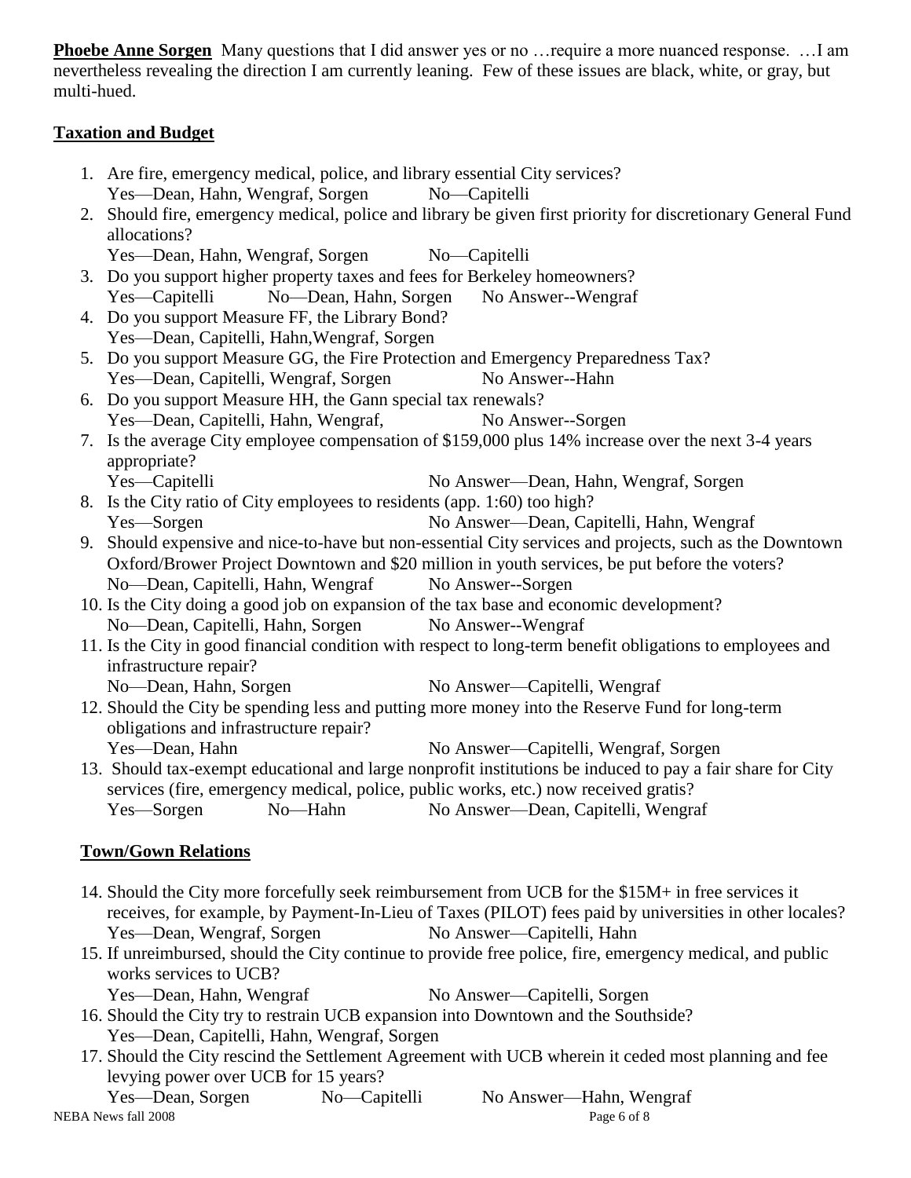**Phoebe Anne Sorgen** Many questions that I did answer yes or no …require a more nuanced response. …I am nevertheless revealing the direction I am currently leaning. Few of these issues are black, white, or gray, but multi-hued.

## Taxation and Budget

1. Are fire, emergency medical, police, and library essential City services?
   Yes—Dean, Hahn, Wengraf, Sorgen No—Capitelli
2. Should fire, emergency medical, police and library be given first priority for discretionary General Fund allocations?
   Yes—Dean, Hahn, Wengraf, Sorgen No—Capitelli
3. Do you support higher property taxes and fees for Berkeley homeowners?
   Yes—Capitelli No—Dean, Hahn, Sorgen No Answer--Wengraf
4. Do you support Measure FF, the Library Bond?
   Yes—Dean, Capitelli, Hahn,Wengraf, Sorgen
5. Do you support Measure GG, the Fire Protection and Emergency Preparedness Tax?
   Yes—Dean, Capitelli, Wengraf, Sorgen No Answer--Hahn
6. Do you support Measure HH, the Gann special tax renewals?
   Yes—Dean, Capitelli, Hahn, Wengraf, No Answer--Sorgen
7. Is the average City employee compensation of $159,000 plus 14% increase over the next 3-4 years appropriate?
   Yes—Capitelli No Answer—Dean, Hahn, Wengraf, Sorgen
8. Is the City ratio of City employees to residents (app. 1:60) too high?
   Yes—Sorgen No Answer—Dean, Capitelli, Hahn, Wengraf
9. Should expensive and nice-to-have but non-essential City services and projects, such as the Downtown Oxford/Brower Project Downtown and $20 million in youth services, be put before the voters?
   No—Dean, Capitelli, Hahn, Wengraf No Answer--Sorgen
10. Is the City doing a good job on expansion of the tax base and economic development?
    No—Dean, Capitelli, Hahn, Sorgen No Answer--Wengraf
11. Is the City in good financial condition with respect to long-term benefit obligations to employees and infrastructure repair?
    No—Dean, Hahn, Sorgen No Answer—Capitelli, Wengraf
12. Should the City be spending less and putting more money into the Reserve Fund for long-term obligations and infrastructure repair?
    Yes—Dean, Hahn No Answer—Capitelli, Wengraf, Sorgen
13. Should tax-exempt educational and large nonprofit institutions be induced to pay a fair share for City services (fire, emergency medical, police, public works, etc.) now received gratis?
    Yes—Sorgen No—Hahn No Answer—Dean, Capitelli, Wengraf

## Town/Gown Relations

14. Should the City more forcefully seek reimbursement from UCB for the $15M+ in free services it receives, for example, by Payment-In-Lieu of Taxes (PILOT) fees paid by universities in other locales?
    Yes—Dean, Wengraf, Sorgen No Answer—Capitelli, Hahn
15. If unreimbursed, should the City continue to provide free police, fire, emergency medical, and public works services to UCB?
    Yes—Dean, Hahn, Wengraf No Answer—Capitelli, Sorgen
16. Should the City try to restrain UCB expansion into Downtown and the Southside?
    Yes—Dean, Capitelli, Hahn, Wengraf, Sorgen
17. Should the City rescind the Settlement Agreement with UCB wherein it ceded most planning and fee levying power over UCB for 15 years?
    Yes—Dean, Sorgen No—Capitelli No Answer—Hahn, Wengraf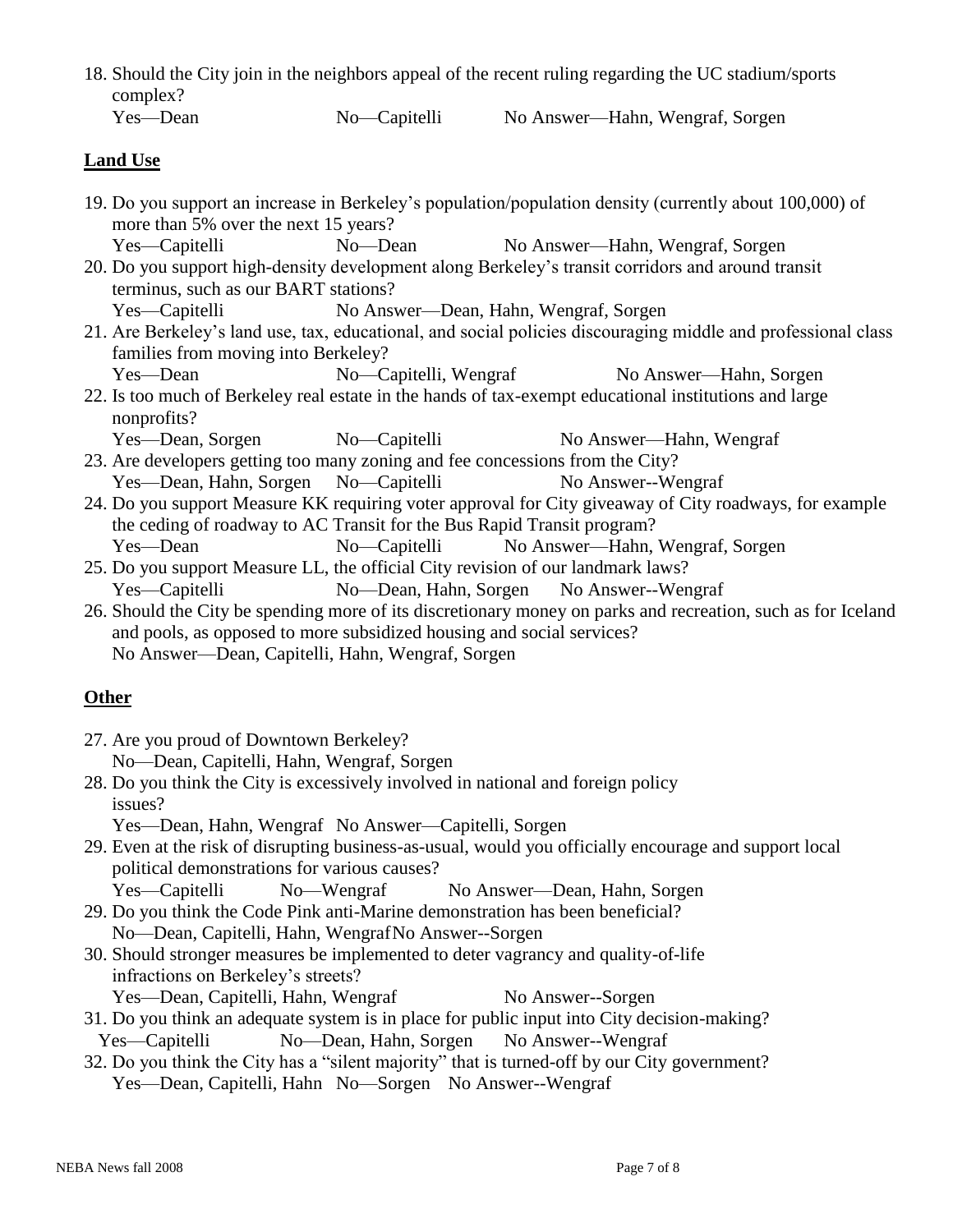18. Should the City join in the neighbors appeal of the recent ruling regarding the UC stadium/sports complex?
    Yes—Dean No—Capitelli No Answer—Hahn, Wengraf, Sorgen

## Land Use

19. Do you support an increase in Berkeley's population/population density (currently about 100,000) of more than 5% over the next 15 years?
    Yes—Capitelli No—Dean No Answer—Hahn, Wengraf, Sorgen
20. Do you support high-density development along Berkeley's transit corridors and around transit terminus, such as our BART stations?
    Yes—Capitelli No Answer—Dean, Hahn, Wengraf, Sorgen
21. Are Berkeley's land use, tax, educational, and social policies discouraging middle and professional class families from moving into Berkeley?
    Yes—Dean No—Capitelli, Wengraf No Answer—Hahn, Sorgen
22. Is too much of Berkeley real estate in the hands of tax-exempt educational institutions and large nonprofits?
    Yes—Dean, Sorgen No—Capitelli No Answer—Hahn, Wengraf
23. Are developers getting too many zoning and fee concessions from the City?
    Yes—Dean, Hahn, Sorgen No—Capitelli No Answer--Wengraf
24. Do you support Measure KK requiring voter approval for City giveaway of City roadways, for example the ceding of roadway to AC Transit for the Bus Rapid Transit program?
    Yes—Dean No—Capitelli No Answer—Hahn, Wengraf, Sorgen
25. Do you support Measure LL, the official City revision of our landmark laws?
    Yes—Capitelli No—Dean, Hahn, Sorgen No Answer--Wengraf
26. Should the City be spending more of its discretionary money on parks and recreation, such as for Iceland and pools, as opposed to more subsidized housing and social services?
    No Answer—Dean, Capitelli, Hahn, Wengraf, Sorgen

## Other

27. Are you proud of Downtown Berkeley?
    No—Dean, Capitelli, Hahn, Wengraf, Sorgen
28. Do you think the City is excessively involved in national and foreign policy issues?
    Yes—Dean, Hahn, Wengraf No Answer—Capitelli, Sorgen
29. Even at the risk of disrupting business-as-usual, would you officially encourage and support local political demonstrations for various causes?
    Yes—Capitelli No—Wengraf No Answer—Dean, Hahn, Sorgen
29. Do you think the Code Pink anti-Marine demonstration has been beneficial?
    No—Dean, Capitelli, Hahn, Wengraf No Answer--Sorgen
30. Should stronger measures be implemented to deter vagrancy and quality-of-life infractions on Berkeley's streets?
    Yes—Dean, Capitelli, Hahn, Wengraf No Answer--Sorgen
31. Do you think an adequate system is in place for public input into City decision-making?
    Yes—Capitelli No—Dean, Hahn, Sorgen No Answer--Wengraf
32. Do you think the City has a "silent majority" that is turned-off by our City government?
    Yes—Dean, Capitelli, Hahn No—Sorgen No Answer--Wengraf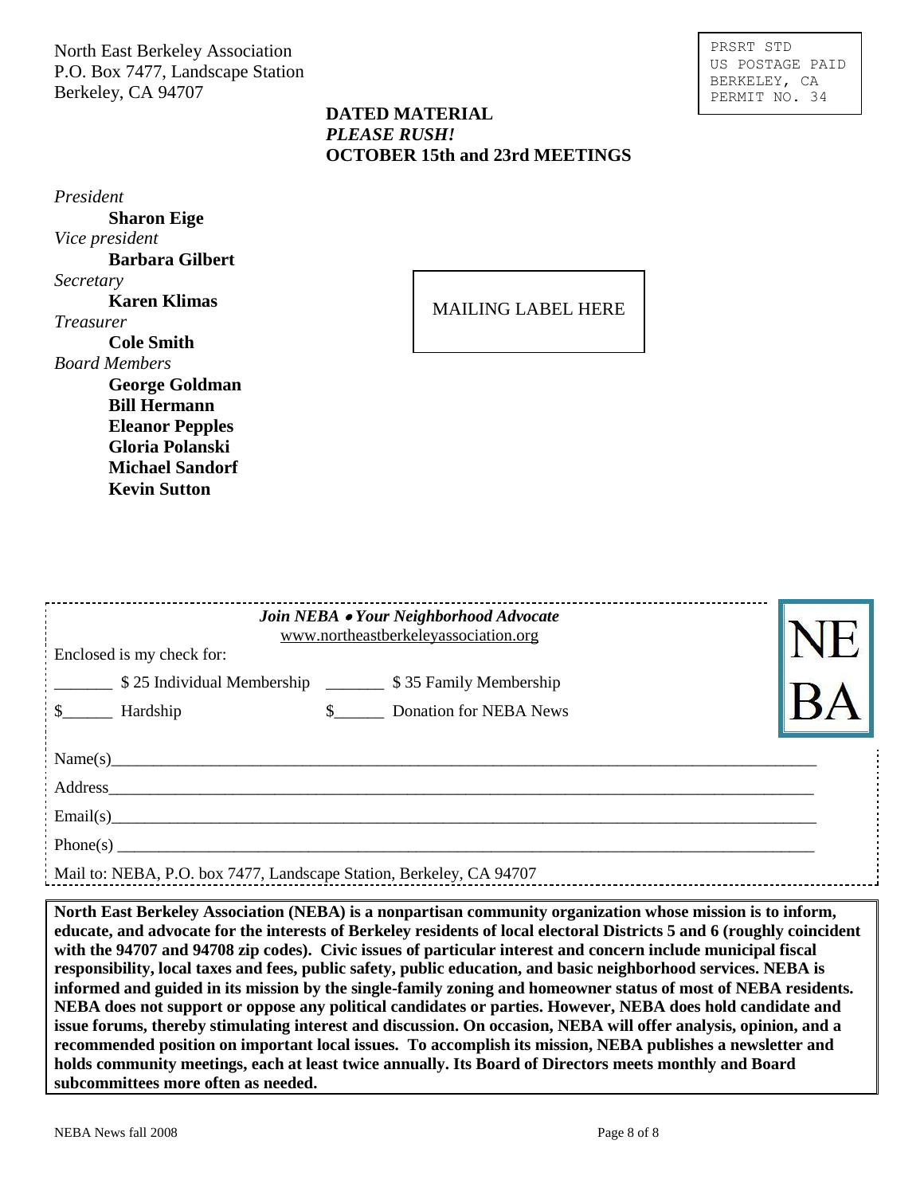North East Berkeley Association
P.O. Box 7477, Landscape Station
Berkeley, CA 94707

PRSRT STD
US POSTAGE PAID
BERKELEY, CA
PERMIT NO. 34

**DATED MATERIAL**
***PLEASE RUSH!***
**OCTOBER 15th and 23rd MEETINGS**

*President*
**Sharon Eige**
*Vice president*
**Barbara Gilbert**
*Secretary*
**Karen Klimas**
*Treasurer*
**Cole Smith**
*Board Members*
**George Goldman**
**Bill Hermann**
**Eleanor Pepples**
**Gloria Polanski**
**Michael Sandorf**
**Kevin Sutton**

MAILING LABEL HERE

***Join NEBA • Your Neighborhood Advocate***
www.northeastberkeleyassociation.org

NE
BA

Enclosed is my check for:

_______ $ 25 Individual Membership _______ $ 35 Family Membership

$______ Hardship $______ Donation for NEBA News

Name(s)______________________________________________________________________________

Address______________________________________________________________________________

Email(s)______________________________________________________________________________

Phone(s) ______________________________________________________________________________

Mail to: NEBA, P.O. box 7477, Landscape Station, Berkeley, CA 94707

**North East Berkeley Association (NEBA) is a nonpartisan community organization whose mission is to inform, educate, and advocate for the interests of Berkeley residents of local electoral Districts 5 and 6 (roughly coincident with the 94707 and 94708 zip codes). Civic issues of particular interest and concern include municipal fiscal responsibility, local taxes and fees, public safety, public education, and basic neighborhood services. NEBA is informed and guided in its mission by the single-family zoning and homeowner status of most of NEBA residents. NEBA does not support or oppose any political candidates or parties. However, NEBA does hold candidate and issue forums, thereby stimulating interest and discussion. On occasion, NEBA will offer analysis, opinion, and a recommended position on important local issues. To accomplish its mission, NEBA publishes a newsletter and holds community meetings, each at least twice annually. Its Board of Directors meets monthly and Board subcommittees more often as needed.**